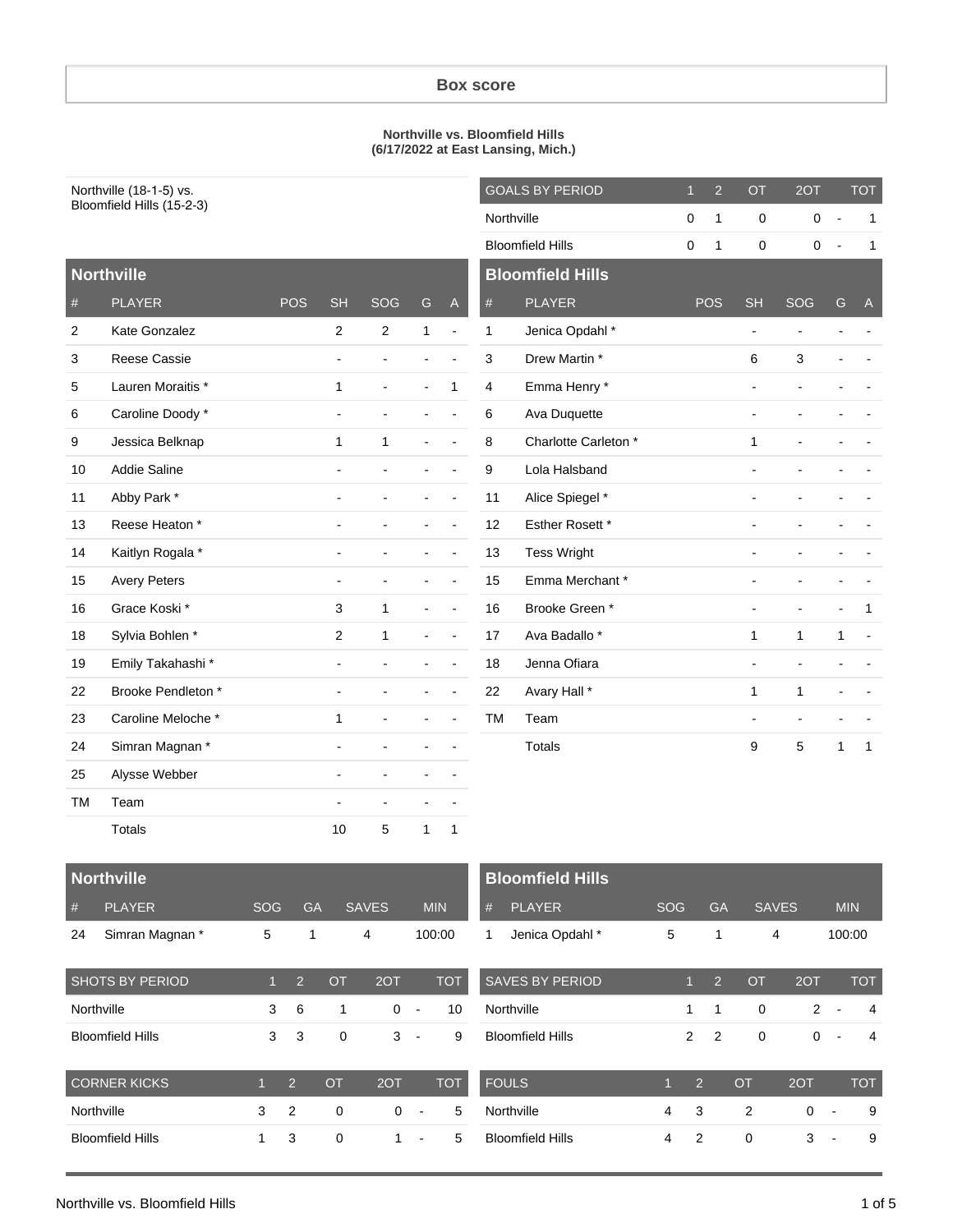# Box score

**Northville vs. Bloomfield Hills**
**(6/17/2022 at East Lansing, Mich.)**

Northville (18-1-5) vs.
Bloomfield Hills (15-2-3)

| GOALS BY PERIOD | 1 | 2 | OT | 2OT | | TOT |
|---|---|---|---|---|---|---|
| Northville | 0 | 1 | 0 | 0 | - | 1 |
| Bloomfield Hills | 0 | 1 | 0 | 0 | - | 1 |

## Northville

| # | PLAYER | POS | SH | SOG | G | A |
|---|---|---|---|---|---|---|
| 2 | Kate Gonzalez | | 2 | 2 | 1 | - |
| 3 | Reese Cassie | | - | - | - | - |
| 5 | Lauren Moraitis * | | 1 | - | - | 1 |
| 6 | Caroline Doody * | | - | - | - | - |
| 9 | Jessica Belknap | | 1 | 1 | - | - |
| 10 | Addie Saline | | - | - | - | - |
| 11 | Abby Park * | | - | - | - | - |
| 13 | Reese Heaton * | | - | - | - | - |
| 14 | Kaitlyn Rogala * | | - | - | - | - |
| 15 | Avery Peters | | - | - | - | - |
| 16 | Grace Koski * | | 3 | 1 | - | - |
| 18 | Sylvia Bohlen * | | 2 | 1 | - | - |
| 19 | Emily Takahashi * | | - | - | - | - |
| 22 | Brooke Pendleton * | | - | - | - | - |
| 23 | Caroline Meloche * | | 1 | - | - | - |
| 24 | Simran Magnan * | | - | - | - | - |
| 25 | Alysse Webber | | - | - | - | - |
| TM | Team | | - | - | - | - |
| | Totals | | 10 | 5 | 1 | 1 |

## Bloomfield Hills

| # | PLAYER | POS | SH | SOG | G | A |
|---|---|---|---|---|---|---|
| 1 | Jenica Opdahl * | | - | - | - | - |
| 3 | Drew Martin * | | 6 | 3 | - | - |
| 4 | Emma Henry * | | - | - | - | - |
| 6 | Ava Duquette | | - | - | - | - |
| 8 | Charlotte Carleton * | | 1 | - | - | - |
| 9 | Lola Halsband | | - | - | - | - |
| 11 | Alice Spiegel * | | - | - | - | - |
| 12 | Esther Rosett * | | - | - | - | - |
| 13 | Tess Wright | | - | - | - | - |
| 15 | Emma Merchant * | | - | - | - | - |
| 16 | Brooke Green * | | - | - | - | 1 |
| 17 | Ava Badallo * | | 1 | 1 | 1 | - |
| 18 | Jenna Ofiara | | - | - | - | - |
| 22 | Avary Hall * | | 1 | 1 | - | - |
| TM | Team | | - | - | - | - |
| | Totals | | 9 | 5 | 1 | 1 |

## Northville

| # | PLAYER | SOG | GA | SAVES | MIN |
|---|---|---|---|---|---|
| 24 | Simran Magnan * | 5 | 1 | 4 | 100:00 |

## Bloomfield Hills

| # | PLAYER | SOG | GA | SAVES | MIN |
|---|---|---|---|---|---|
| 1 | Jenica Opdahl * | 5 | 1 | 4 | 100:00 |

| SHOTS BY PERIOD | 1 | 2 | OT | 2OT | | TOT |
|---|---|---|---|---|---|---|
| Northville | 3 | 6 | 1 | 0 | - | 10 |
| Bloomfield Hills | 3 | 3 | 0 | 3 | - | 9 |

| SAVES BY PERIOD | 1 | 2 | OT | 2OT | | TOT |
|---|---|---|---|---|---|---|
| Northville | 1 | 1 | 0 | 2 | - | 4 |
| Bloomfield Hills | 2 | 2 | 0 | 0 | - | 4 |

| CORNER KICKS | 1 | 2 | OT | 2OT | | TOT |
|---|---|---|---|---|---|---|
| Northville | 3 | 2 | 0 | 0 | - | 5 |
| Bloomfield Hills | 1 | 3 | 0 | 1 | - | 5 |

| FOULS | 1 | 2 | OT | 2OT | | TOT |
|---|---|---|---|---|---|---|
| Northville | 4 | 3 | 2 | 0 | - | 9 |
| Bloomfield Hills | 4 | 2 | 0 | 3 | - | 9 |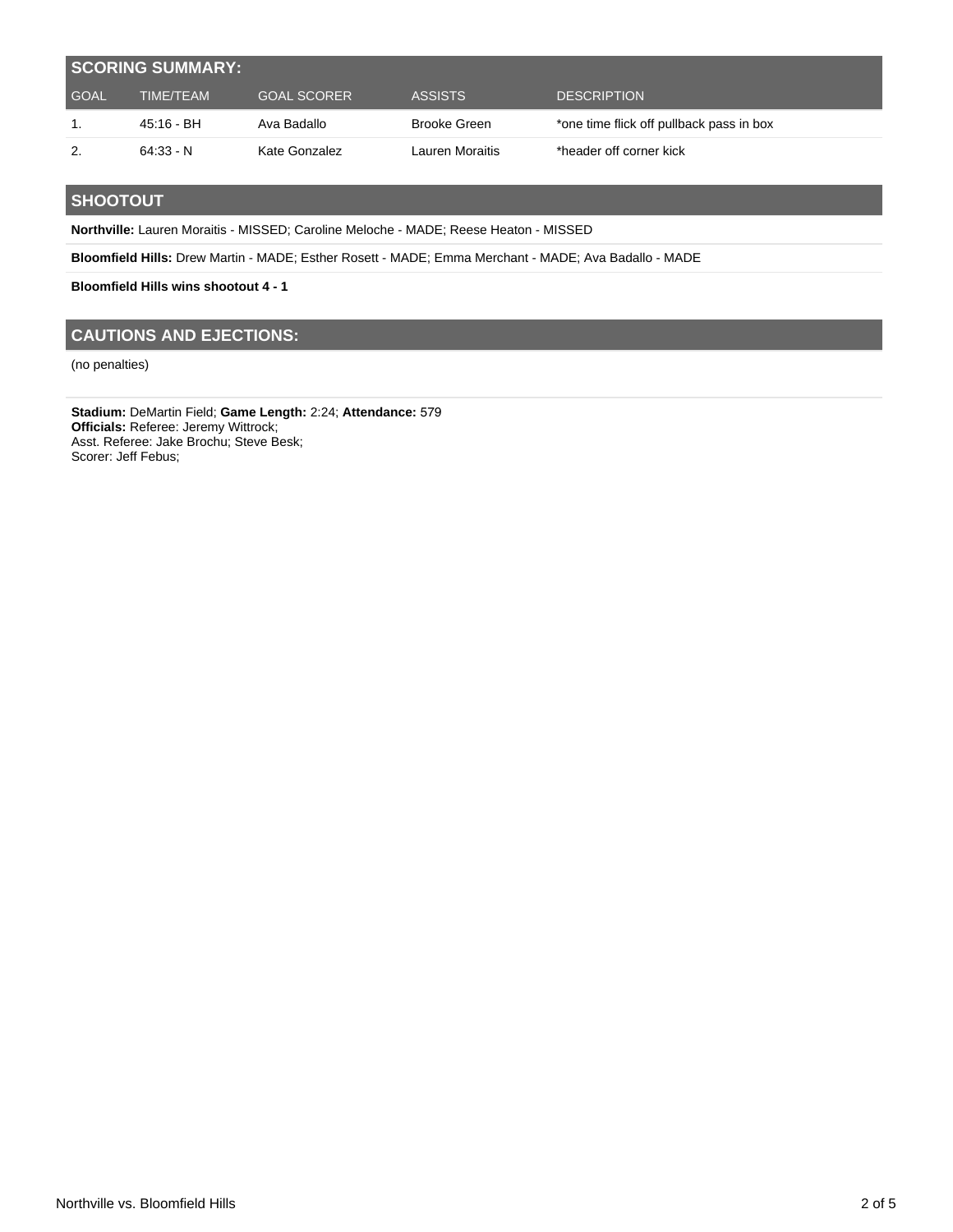## SCORING SUMMARY:

| GOAL | TIME/TEAM | GOAL SCORER | ASSISTS | DESCRIPTION |
|---|---|---|---|---|
| 1. | 45:16 - BH | Ava Badallo | Brooke Green | *one time flick off pullback pass in box |
| 2. | 64:33 - N | Kate Gonzalez | Lauren Moraitis | *header off corner kick |

## SHOOTOUT

**Northville:** Lauren Moraitis - MISSED; Caroline Meloche - MADE; Reese Heaton - MISSED

**Bloomfield Hills:** Drew Martin - MADE; Esther Rosett - MADE; Emma Merchant - MADE; Ava Badallo - MADE

**Bloomfield Hills wins shootout 4 - 1**

## CAUTIONS AND EJECTIONS:

(no penalties)

**Stadium:** DeMartin Field; **Game Length:** 2:24; **Attendance:** 579
**Officials:** Referee: Jeremy Wittrock;
Asst. Referee: Jake Brochu; Steve Besk;
Scorer: Jeff Febus;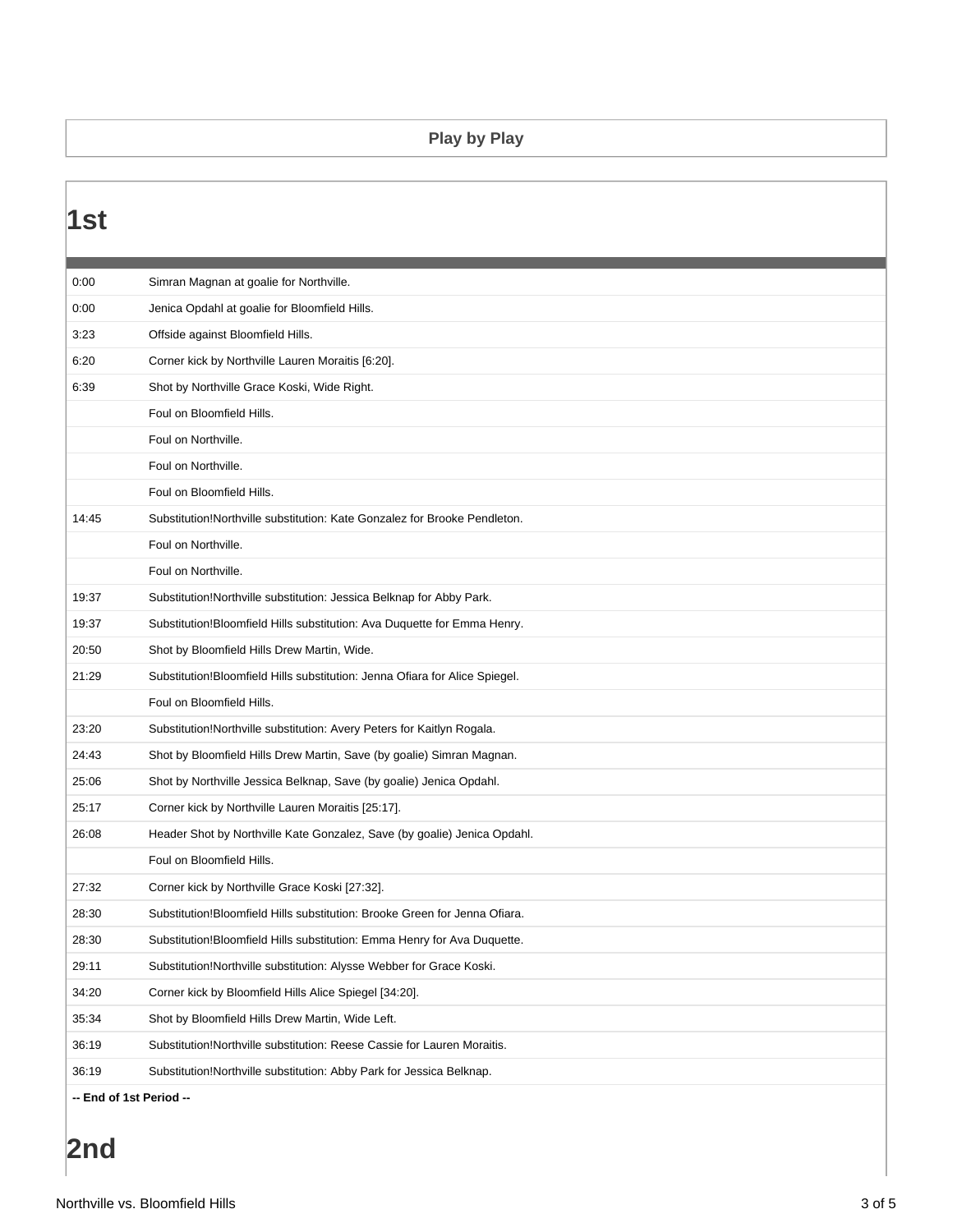## Play by Play

# 1st

| | |
|---|---|
| 0:00 | Simran Magnan at goalie for Northville. |
| 0:00 | Jenica Opdahl at goalie for Bloomfield Hills. |
| 3:23 | Offside against Bloomfield Hills. |
| 6:20 | Corner kick by Northville Lauren Moraitis [6:20]. |
| 6:39 | Shot by Northville Grace Koski, Wide Right. |
| | Foul on Bloomfield Hills. |
| | Foul on Northville. |
| | Foul on Northville. |
| | Foul on Bloomfield Hills. |
| 14:45 | Substitution!Northville substitution: Kate Gonzalez for Brooke Pendleton. |
| | Foul on Northville. |
| | Foul on Northville. |
| 19:37 | Substitution!Northville substitution: Jessica Belknap for Abby Park. |
| 19:37 | Substitution!Bloomfield Hills substitution: Ava Duquette for Emma Henry. |
| 20:50 | Shot by Bloomfield Hills Drew Martin, Wide. |
| 21:29 | Substitution!Bloomfield Hills substitution: Jenna Ofiara for Alice Spiegel. |
| | Foul on Bloomfield Hills. |
| 23:20 | Substitution!Northville substitution: Avery Peters for Kaitlyn Rogala. |
| 24:43 | Shot by Bloomfield Hills Drew Martin, Save (by goalie) Simran Magnan. |
| 25:06 | Shot by Northville Jessica Belknap, Save (by goalie) Jenica Opdahl. |
| 25:17 | Corner kick by Northville Lauren Moraitis [25:17]. |
| 26:08 | Header Shot by Northville Kate Gonzalez, Save (by goalie) Jenica Opdahl. |
| | Foul on Bloomfield Hills. |
| 27:32 | Corner kick by Northville Grace Koski [27:32]. |
| 28:30 | Substitution!Bloomfield Hills substitution: Brooke Green for Jenna Ofiara. |
| 28:30 | Substitution!Bloomfield Hills substitution: Emma Henry for Ava Duquette. |
| 29:11 | Substitution!Northville substitution: Alysse Webber for Grace Koski. |
| 34:20 | Corner kick by Bloomfield Hills Alice Spiegel [34:20]. |
| 35:34 | Shot by Bloomfield Hills Drew Martin, Wide Left. |
| 36:19 | Substitution!Northville substitution: Reese Cassie for Lauren Moraitis. |
| 36:19 | Substitution!Northville substitution: Abby Park for Jessica Belknap. |

**-- End of 1st Period --**

# 2nd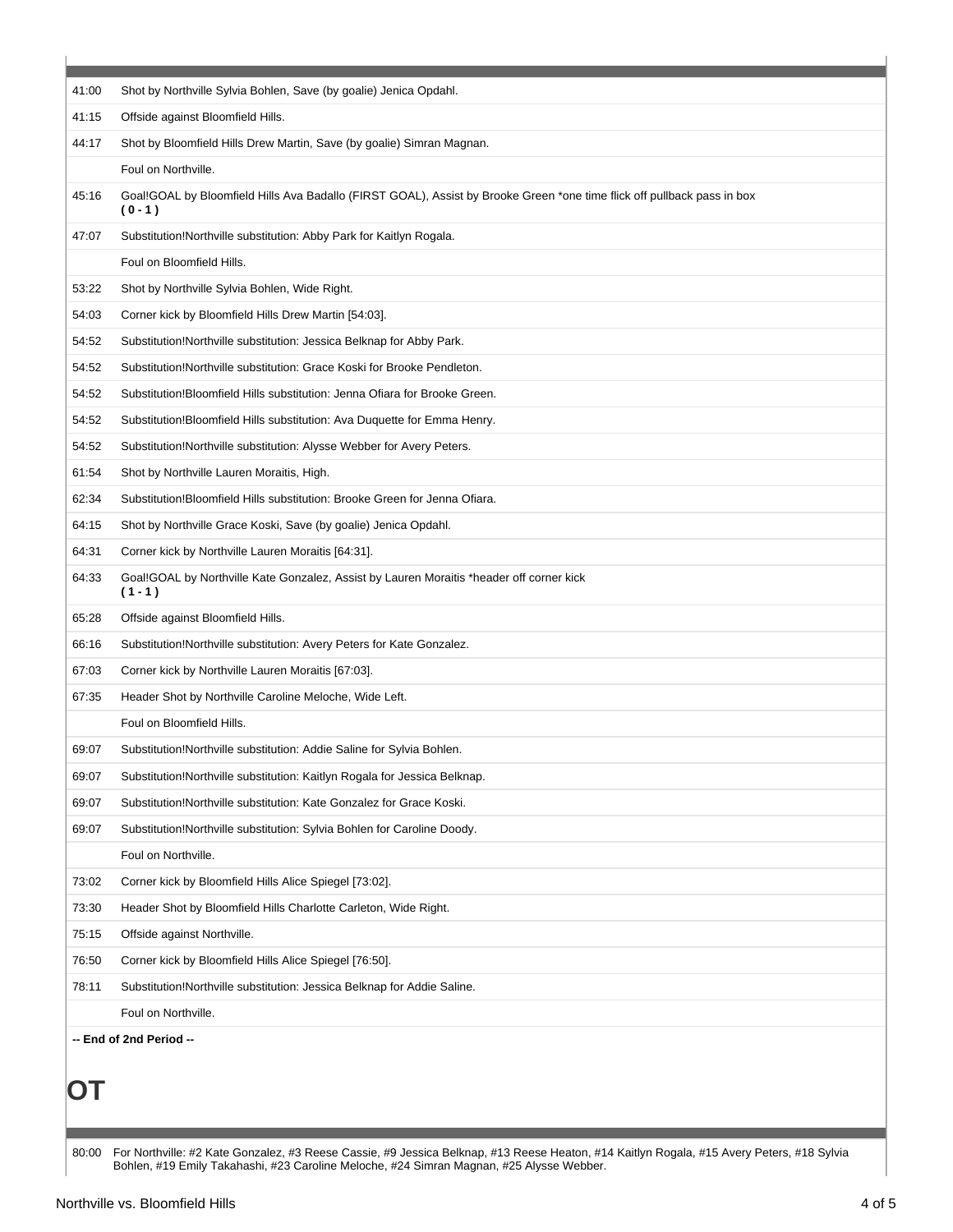| | |
|---|---|
| 41:00 | Shot by Northville Sylvia Bohlen, Save (by goalie) Jenica Opdahl. |
| 41:15 | Offside against Bloomfield Hills. |
| 44:17 | Shot by Bloomfield Hills Drew Martin, Save (by goalie) Simran Magnan. |
| | Foul on Northville. |
| 45:16 | Goal!GOAL by Bloomfield Hills Ava Badallo (FIRST GOAL), Assist by Brooke Green *one time flick off pullback pass in box **( 0 - 1 )** |
| 47:07 | Substitution!Northville substitution: Abby Park for Kaitlyn Rogala. |
| | Foul on Bloomfield Hills. |
| 53:22 | Shot by Northville Sylvia Bohlen, Wide Right. |
| 54:03 | Corner kick by Bloomfield Hills Drew Martin [54:03]. |
| 54:52 | Substitution!Northville substitution: Jessica Belknap for Abby Park. |
| 54:52 | Substitution!Northville substitution: Grace Koski for Brooke Pendleton. |
| 54:52 | Substitution!Bloomfield Hills substitution: Jenna Ofiara for Brooke Green. |
| 54:52 | Substitution!Bloomfield Hills substitution: Ava Duquette for Emma Henry. |
| 54:52 | Substitution!Northville substitution: Alysse Webber for Avery Peters. |
| 61:54 | Shot by Northville Lauren Moraitis, High. |
| 62:34 | Substitution!Bloomfield Hills substitution: Brooke Green for Jenna Ofiara. |
| 64:15 | Shot by Northville Grace Koski, Save (by goalie) Jenica Opdahl. |
| 64:31 | Corner kick by Northville Lauren Moraitis [64:31]. |
| 64:33 | Goal!GOAL by Northville Kate Gonzalez, Assist by Lauren Moraitis *header off corner kick **( 1 - 1 )** |
| 65:28 | Offside against Bloomfield Hills. |
| 66:16 | Substitution!Northville substitution: Avery Peters for Kate Gonzalez. |
| 67:03 | Corner kick by Northville Lauren Moraitis [67:03]. |
| 67:35 | Header Shot by Northville Caroline Meloche, Wide Left. |
| | Foul on Bloomfield Hills. |
| 69:07 | Substitution!Northville substitution: Addie Saline for Sylvia Bohlen. |
| 69:07 | Substitution!Northville substitution: Kaitlyn Rogala for Jessica Belknap. |
| 69:07 | Substitution!Northville substitution: Kate Gonzalez for Grace Koski. |
| 69:07 | Substitution!Northville substitution: Sylvia Bohlen for Caroline Doody. |
| | Foul on Northville. |
| 73:02 | Corner kick by Bloomfield Hills Alice Spiegel [73:02]. |
| 73:30 | Header Shot by Bloomfield Hills Charlotte Carleton, Wide Right. |
| 75:15 | Offside against Northville. |
| 76:50 | Corner kick by Bloomfield Hills Alice Spiegel [76:50]. |
| 78:11 | Substitution!Northville substitution: Jessica Belknap for Addie Saline. |
| | Foul on Northville. |

**-- End of 2nd Period --**

# OT

| | |
|---|---|
| 80:00 | For Northville: #2 Kate Gonzalez, #3 Reese Cassie, #9 Jessica Belknap, #13 Reese Heaton, #14 Kaitlyn Rogala, #15 Avery Peters, #18 Sylvia Bohlen, #19 Emily Takahashi, #23 Caroline Meloche, #24 Simran Magnan, #25 Alysse Webber. |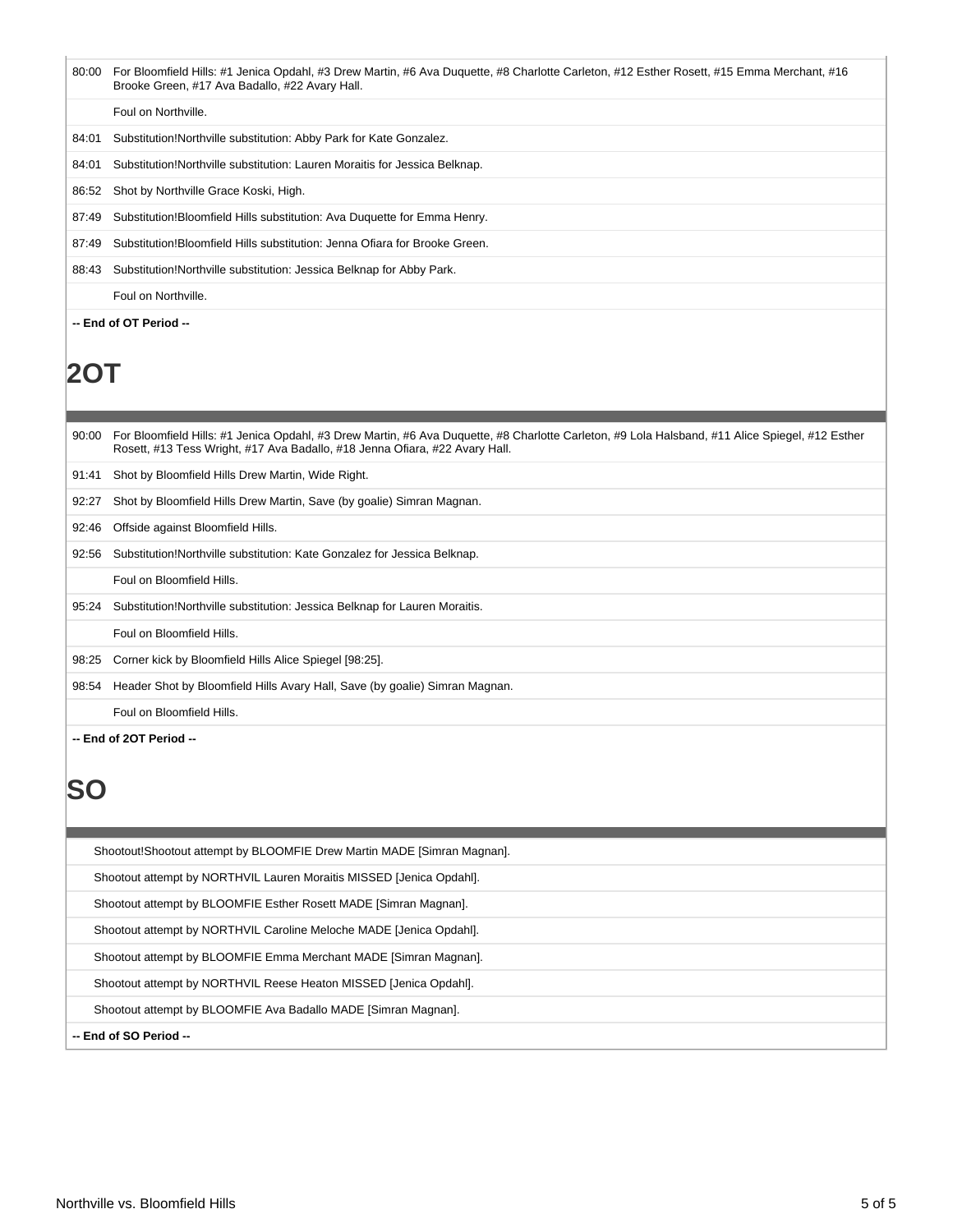| | |
|---|---|
| 80:00 | For Bloomfield Hills: #1 Jenica Opdahl, #3 Drew Martin, #6 Ava Duquette, #8 Charlotte Carleton, #12 Esther Rosett, #15 Emma Merchant, #16 Brooke Green, #17 Ava Badallo, #22 Avary Hall. |
| | Foul on Northville. |
| 84:01 | Substitution!Northville substitution: Abby Park for Kate Gonzalez. |
| 84:01 | Substitution!Northville substitution: Lauren Moraitis for Jessica Belknap. |
| 86:52 | Shot by Northville Grace Koski, High. |
| 87:49 | Substitution!Bloomfield Hills substitution: Ava Duquette for Emma Henry. |
| 87:49 | Substitution!Bloomfield Hills substitution: Jenna Ofiara for Brooke Green. |
| 88:43 | Substitution!Northville substitution: Jessica Belknap for Abby Park. |
| | Foul on Northville. |

**-- End of OT Period --**

# 2OT

| | |
|---|---|
| 90:00 | For Bloomfield Hills: #1 Jenica Opdahl, #3 Drew Martin, #6 Ava Duquette, #8 Charlotte Carleton, #9 Lola Halsband, #11 Alice Spiegel, #12 Esther Rosett, #13 Tess Wright, #17 Ava Badallo, #18 Jenna Ofiara, #22 Avary Hall. |
| 91:41 | Shot by Bloomfield Hills Drew Martin, Wide Right. |
| 92:27 | Shot by Bloomfield Hills Drew Martin, Save (by goalie) Simran Magnan. |
| 92:46 | Offside against Bloomfield Hills. |
| 92:56 | Substitution!Northville substitution: Kate Gonzalez for Jessica Belknap. |
| | Foul on Bloomfield Hills. |
| 95:24 | Substitution!Northville substitution: Jessica Belknap for Lauren Moraitis. |
| | Foul on Bloomfield Hills. |
| 98:25 | Corner kick by Bloomfield Hills Alice Spiegel [98:25]. |
| 98:54 | Header Shot by Bloomfield Hills Avary Hall, Save (by goalie) Simran Magnan. |
| | Foul on Bloomfield Hills. |

**-- End of 2OT Period --**

# SO

| |
|---|
| Shootout!Shootout attempt by BLOOMFIE Drew Martin MADE [Simran Magnan]. |
| Shootout attempt by NORTHVIL Lauren Moraitis MISSED [Jenica Opdahl]. |
| Shootout attempt by BLOOMFIE Esther Rosett MADE [Simran Magnan]. |
| Shootout attempt by NORTHVIL Caroline Meloche MADE [Jenica Opdahl]. |
| Shootout attempt by BLOOMFIE Emma Merchant MADE [Simran Magnan]. |
| Shootout attempt by NORTHVIL Reese Heaton MISSED [Jenica Opdahl]. |
| Shootout attempt by BLOOMFIE Ava Badallo MADE [Simran Magnan]. |

**-- End of SO Period --**